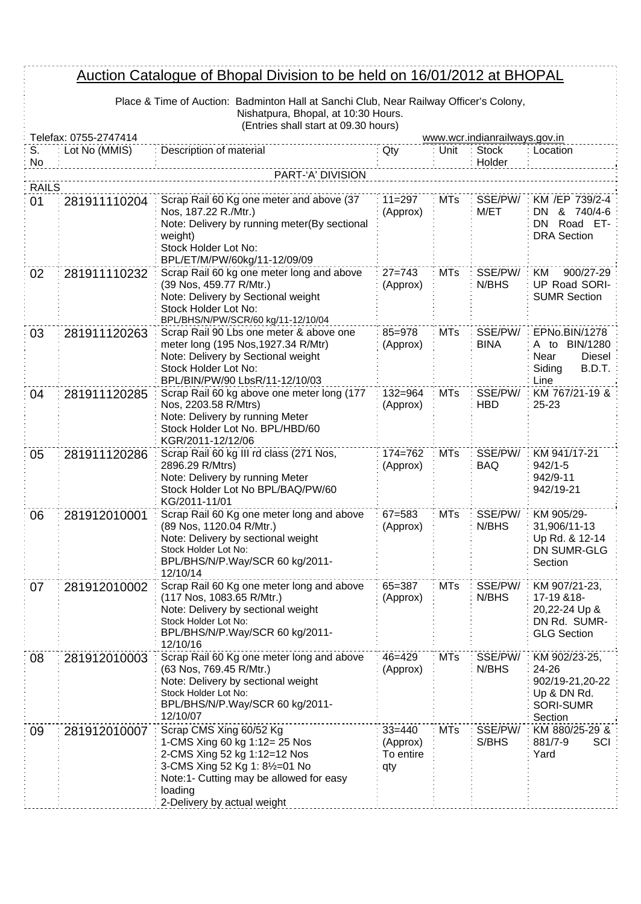# Auction Catalogue of Bhopal Division to be held on 16/01/2012 at BHOPAL

Place & Time of Auction: Badminton Hall at Sanchi Club, Near Railway Officer's Colony, Nishatpura, Bhopal, at 10:30 Hours.
(Entries shall start at 09.30 hours)

Telefax: 0755-2747414 | www.wcr.indianrailways.gov.in

| S. No | Lot No (MMIS) | Description of material | Qty | Unit | Stock Holder | Location |
|---|---|---|---|---|---|---|
| | | PART-'A' DIVISION | | | | |
| RAILS | | | | | | |
| 01 | 281911110204 | Scrap Rail 60 Kg one meter and above (37 Nos, 187.22 R./Mtr.)<br>Note: Delivery by running meter(By sectional weight)<br>Stock Holder Lot No: BPL/ET/M/PW/60kg/11-12/09/09 | 11=297 (Approx) | MTs | SSE/PW/ M/ET | KM /EP 739/2-4 DN & 740/4-6 DN Road ET-DRA Section |
| 02 | 281911110232 | Scrap Rail 60 kg one meter long and above (39 Nos, 459.77 R/Mtr.)<br>Note: Delivery by Sectional weight<br>Stock Holder Lot No: BPL/BHS/N/PW/SCR/60 kg/11-12/10/04 | 27=743 (Approx) | MTs | SSE/PW/ N/BHS | KM 900/27-29 UP Road SORI-SUMR Section |
| 03 | 281911120263 | Scrap Rail 90 Lbs one meter & above one meter long (195 Nos,1927.34 R/Mtr)<br>Note: Delivery by Sectional weight<br>Stock Holder Lot No: BPL/BIN/PW/90 LbsR/11-12/10/03 | 85=978 (Approx) | MTs | SSE/PW/ BINA | EPNo.BIN/1278 A to BIN/1280 Near Diesel Siding B.D.T. Line |
| 04 | 281911120285 | Scrap Rail 60 kg above one meter long (177 Nos, 2203.58 R/Mtrs)<br>Note: Delivery by running Meter<br>Stock Holder Lot No. BPL/HBD/60 KGR/2011-12/12/06 | 132=964 (Approx) | MTs | SSE/PW/ HBD | KM 767/21-19 & 25-23 |
| 05 | 281911120286 | Scrap Rail 60 kg III rd class (271 Nos, 2896.29 R/Mtrs)<br>Note: Delivery by running Meter<br>Stock Holder Lot No BPL/BAQ/PW/60 KG/2011-11/01 | 174=762 (Approx) | MTs | SSE/PW/ BAQ | KM 941/17-21 942/1-5 942/9-11 942/19-21 |
| 06 | 281912010001 | Scrap Rail 60 Kg one meter long and above (89 Nos, 1120.04 R/Mtr.)<br>Note: Delivery by sectional weight<br>Stock Holder Lot No: BPL/BHS/N/P.Way/SCR 60 kg/2011-12/10/14 | 67=583 (Approx) | MTs | SSE/PW/ N/BHS | KM 905/29-31,906/11-13 Up Rd. & 12-14 DN SUMR-GLG Section |
| 07 | 281912010002 | Scrap Rail 60 Kg one meter long and above (117 Nos, 1083.65 R/Mtr.)<br>Note: Delivery by sectional weight<br>Stock Holder Lot No: BPL/BHS/N/P.Way/SCR 60 kg/2011-12/10/16 | 65=387 (Approx) | MTs | SSE/PW/ N/BHS | KM 907/21-23, 17-19 &18-20,22-24 Up & DN Rd. SUMR-GLG Section |
| 08 | 281912010003 | Scrap Rail 60 Kg one meter long and above (63 Nos, 769.45 R/Mtr.)<br>Note: Delivery by sectional weight<br>Stock Holder Lot No: BPL/BHS/N/P.Way/SCR 60 kg/2011-12/10/07 | 46=429 (Approx) | MTs | SSE/PW/ N/BHS | KM 902/23-25, 24-26 902/19-21,20-22 Up & DN Rd. SORI-SUMR Section |
| 09 | 281912010007 | Scrap CMS Xing 60/52 Kg<br>1-CMS Xing 60 kg 1:12= 25 Nos<br>2-CMS Xing 52 kg 1:12=12 Nos<br>3-CMS Xing 52 Kg 1: 8½=01 No<br>Note:1- Cutting may be allowed for easy loading<br>2-Delivery by actual weight | 33=440 (Approx) To entire qty | MTs | SSE/PW/ S/BHS | KM 880/25-29 & 881/7-9 SCI Yard |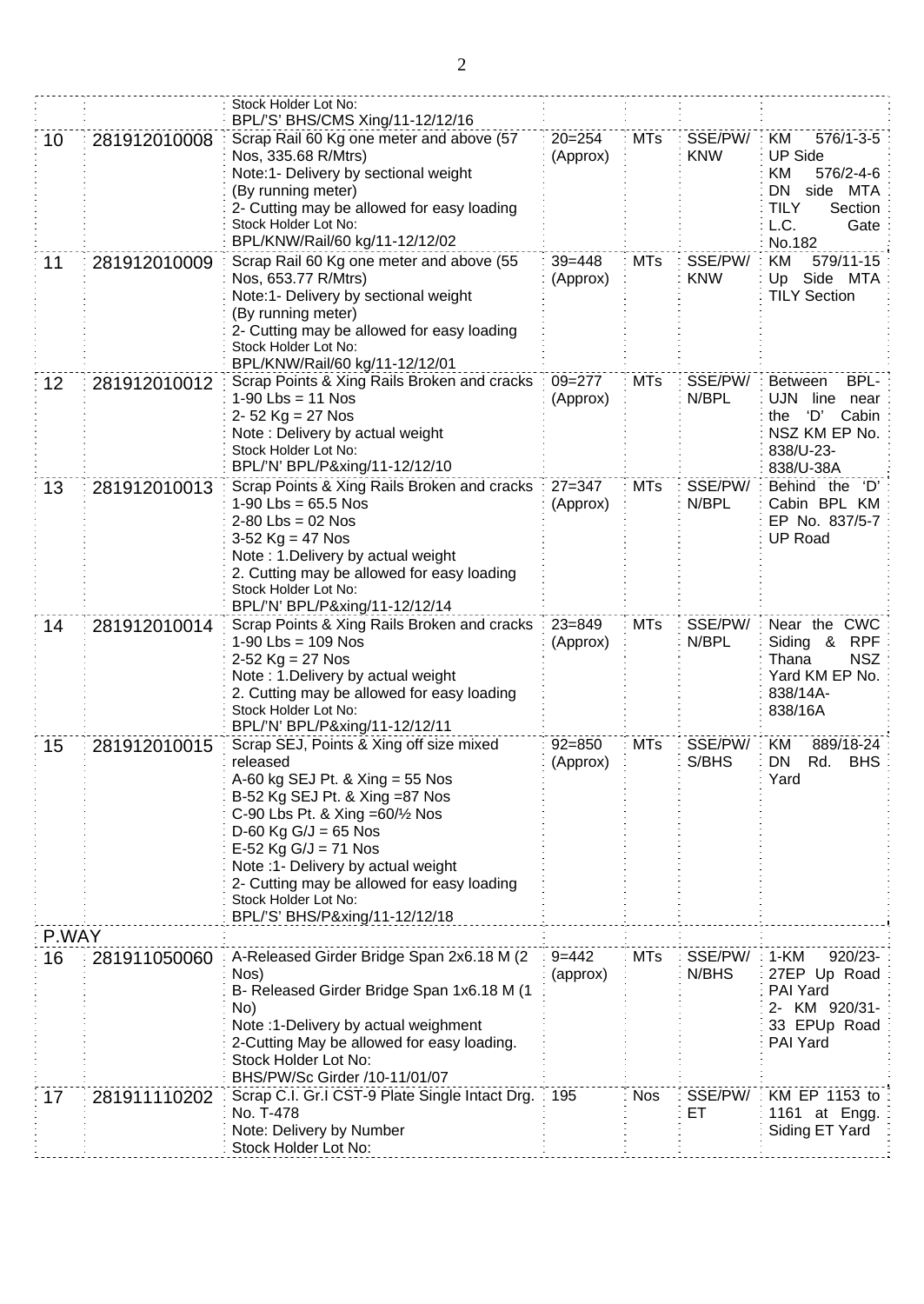| | | | | | | |
|---|---|---|---|---|---|---|
| | | Stock Holder Lot No: BPL/'S' BHS/CMS Xing/11-12/12/16 | | | | |
| 10 | 281912010008 | Scrap Rail 60 Kg one meter and above (57 Nos, 335.68 R/Mtrs)<br>Note:1- Delivery by sectional weight (By running meter)<br>2- Cutting may be allowed for easy loading<br>Stock Holder Lot No: BPL/KNW/Rail/60 kg/11-12/12/02 | 20=254 (Approx) | MTs | SSE/PW/ KNW | KM 576/1-3-5 UP Side KM 576/2-4-6 DN side MTA TILY Section L.C. Gate No.182 |
| 11 | 281912010009 | Scrap Rail 60 Kg one meter and above (55 Nos, 653.77 R/Mtrs)<br>Note:1- Delivery by sectional weight (By running meter)<br>2- Cutting may be allowed for easy loading<br>Stock Holder Lot No: BPL/KNW/Rail/60 kg/11-12/12/01 | 39=448 (Approx) | MTs | SSE/PW/ KNW | KM 579/11-15 Up Side MTA TILY Section |
| 12 | 281912010012 | Scrap Points & Xing Rails Broken and cracks<br>1-90 Lbs = 11 Nos<br>2- 52 Kg = 27 Nos<br>Note : Delivery by actual weight<br>Stock Holder Lot No: BPL/'N' BPL/P&xing/11-12/12/10 | 09=277 (Approx) | MTs | SSE/PW/ N/BPL | Between BPL-UJN line near the 'D' Cabin NSZ KM EP No. 838/U-23-838/U-38A |
| 13 | 281912010013 | Scrap Points & Xing Rails Broken and cracks<br>1-90 Lbs = 65.5 Nos<br>2-80 Lbs = 02 Nos<br>3-52 Kg = 47 Nos<br>Note : 1.Delivery by actual weight<br>2. Cutting may be allowed for easy loading<br>Stock Holder Lot No: BPL/'N' BPL/P&xing/11-12/12/14 | 27=347 (Approx) | MTs | SSE/PW/ N/BPL | Behind the 'D' Cabin BPL KM EP No. 837/5-7 UP Road |
| 14 | 281912010014 | Scrap Points & Xing Rails Broken and cracks<br>1-90 Lbs = 109 Nos<br>2-52 Kg = 27 Nos<br>Note : 1.Delivery by actual weight<br>2. Cutting may be allowed for easy loading<br>Stock Holder Lot No: BPL/'N' BPL/P&xing/11-12/12/11 | 23=849 (Approx) | MTs | SSE/PW/ N/BPL | Near the CWC Siding & RPF Thana NSZ Yard KM EP No. 838/14A-838/16A |
| 15 | 281912010015 | Scrap SEJ, Points & Xing off size mixed released<br>A-60 kg SEJ Pt. & Xing = 55 Nos<br>B-52 Kg SEJ Pt. & Xing =87 Nos<br>C-90 Lbs Pt. & Xing =60/½ Nos<br>D-60 Kg G/J = 65 Nos<br>E-52 Kg G/J = 71 Nos<br>Note :1- Delivery by actual weight<br>2- Cutting may be allowed for easy loading<br>Stock Holder Lot No: BPL/'S' BHS/P&xing/11-12/12/18 | 92=850 (Approx) | MTs | SSE/PW/ S/BHS | KM 889/18-24 DN Rd. BHS Yard |
| P.WAY | | | | | | |
| 16 | 281911050060 | A-Released Girder Bridge Span 2x6.18 M (2 Nos)<br>B- Released Girder Bridge Span 1x6.18 M (1 No)<br>Note :1-Delivery by actual weighment<br>2-Cutting May be allowed for easy loading.<br>Stock Holder Lot No: BHS/PW/Sc Girder /10-11/01/07 | 9=442 (approx) | MTs | SSE/PW/ N/BHS | 1-KM 920/23-27EP Up Road PAI Yard<br>2- KM 920/31-33 EPUp Road PAI Yard |
| 17 | 281911110202 | Scrap C.I. Gr.I CST-9 Plate Single Intact Drg. No. T-478<br>Note: Delivery by Number<br>Stock Holder Lot No: | 195 | Nos | SSE/PW/ ET | KM EP 1153 to 1161 at Engg. Siding ET Yard |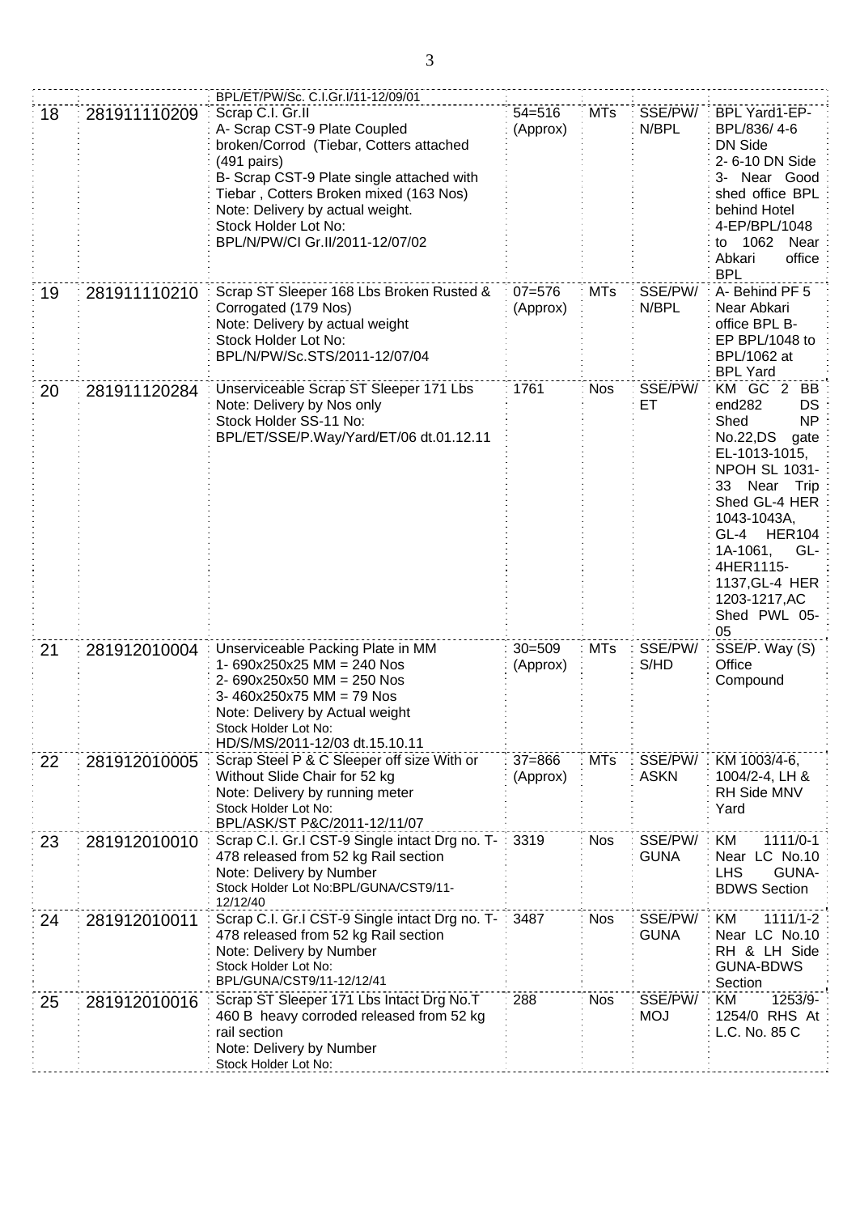| | | | | | | |
|---|---|---|---|---|---|---|
| | | BPL/ET/PW/Sc. C.I.Gr.I/11-12/09/01 | | | | |
| 18 | 281911110209 | Scrap C.I. Gr.II<br>A- Scrap CST-9 Plate Coupled broken/Corrod (Tiebar, Cotters attached (491 pairs)<br>B- Scrap CST-9 Plate single attached with Tiebar , Cotters Broken mixed (163 Nos)<br>Note: Delivery by actual weight.<br>Stock Holder Lot No: BPL/N/PW/CI Gr.II/2011-12/07/02 | 54=516 (Approx) | MTs | SSE/PW/ N/BPL | BPL Yard1-EP-BPL/836/ 4-6 DN Side<br>2- 6-10 DN Side<br>3- Near Good shed office BPL behind Hotel<br>4-EP/BPL/1048 to 1062 Near Abkari office BPL |
| 19 | 281911110210 | Scrap ST Sleeper 168 Lbs Broken Rusted & Corrogated (179 Nos)<br>Note: Delivery by actual weight<br>Stock Holder Lot No: BPL/N/PW/Sc.STS/2011-12/07/04 | 07=576 (Approx) | MTs | SSE/PW/ N/BPL | A- Behind PF 5 Near Abkari office BPL B- EP BPL/1048 to BPL/1062 at BPL Yard |
| 20 | 281911120284 | Unserviceable Scrap ST Sleeper 171 Lbs<br>Note: Delivery by Nos only<br>Stock Holder SS-11 No: BPL/ET/SSE/P.Way/Yard/ET/06 dt.01.12.11 | 1761 | Nos | SSE/PW/ ET | KM GC 2 BB end282 DS Shed NP No.22,DS gate EL-1013-1015, NPOH SL 1031-33 Near Trip Shed GL-4 HER 1043-1043A, GL-4 HER1041A-1061, GL-4HER1115-1137,GL-4 HER 1203-1217,AC Shed PWL 05-05 |
| 21 | 281912010004 | Unserviceable Packing Plate in MM<br>1- 690x250x25 MM = 240 Nos<br>2- 690x250x50 MM = 250 Nos<br>3- 460x250x75 MM = 79 Nos<br>Note: Delivery by Actual weight<br>Stock Holder Lot No: HD/S/MS/2011-12/03 dt.15.10.11 | 30=509 (Approx) | MTs | SSE/PW/ S/HD | SSE/P. Way (S) Office Compound |
| 22 | 281912010005 | Scrap Steel P & C Sleeper off size With or Without Slide Chair for 52 kg<br>Note: Delivery by running meter<br>Stock Holder Lot No: BPL/ASK/ST P&C/2011-12/11/07 | 37=866 (Approx) | MTs | SSE/PW/ ASKN | KM 1003/4-6, 1004/2-4, LH & RH Side MNV Yard |
| 23 | 281912010010 | Scrap C.I. Gr.I CST-9 Single intact Drg no. T-478 released from 52 kg Rail section<br>Note: Delivery by Number<br>Stock Holder Lot No:BPL/GUNA/CST9/11-12/12/40 | 3319 | Nos | SSE/PW/ GUNA | KM 1111/0-1 Near LC No.10 LHS GUNA-BDWS Section |
| 24 | 281912010011 | Scrap C.I. Gr.I CST-9 Single intact Drg no. T-478 released from 52 kg Rail section<br>Note: Delivery by Number<br>Stock Holder Lot No: BPL/GUNA/CST9/11-12/12/41 | 3487 | Nos | SSE/PW/ GUNA | KM 1111/1-2 Near LC No.10 RH & LH Side GUNA-BDWS Section |
| 25 | 281912010016 | Scrap ST Sleeper 171 Lbs Intact Drg No.T 460 B heavy corroded released from 52 kg rail section<br>Note: Delivery by Number<br>Stock Holder Lot No: | 288 | Nos | SSE/PW/ MOJ | KM 1253/9-1254/0 RHS At L.C. No. 85 C |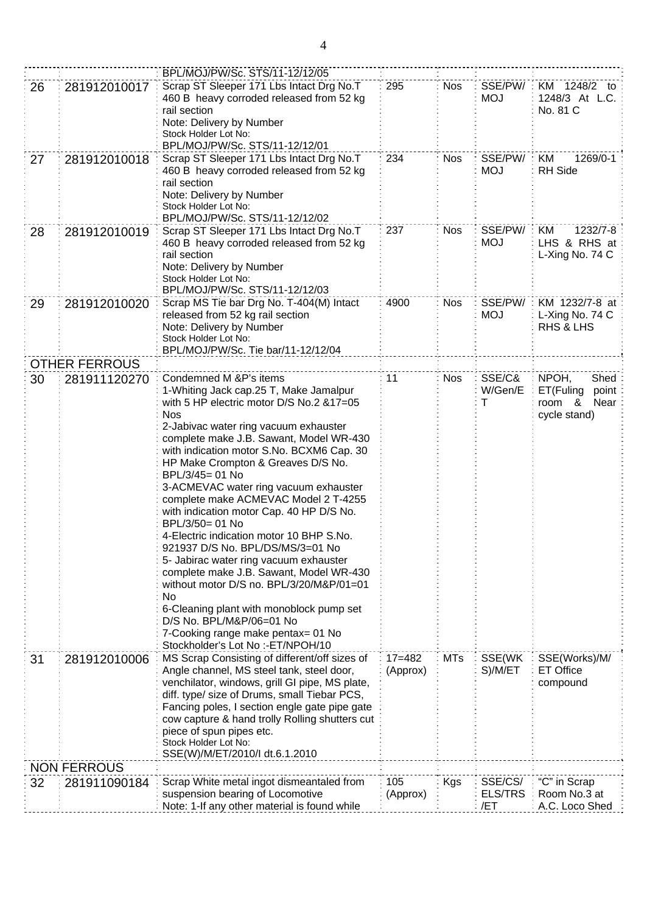| | | | | | | |
|---|---|---|---|---|---|---|
| | | BPL/MOJ/PW/Sc. STS/11-12/12/05 | | | | |
| 26 | 281912010017 | Scrap ST Sleeper 171 Lbs Intact Drg No.T 460 B heavy corroded released from 52 kg rail section<br>Note: Delivery by Number<br>Stock Holder Lot No:<br>BPL/MOJ/PW/Sc. STS/11-12/12/01 | 295 | Nos | SSE/PW/ MOJ | KM 1248/2 to 1248/3 At L.C. No. 81 C |
| 27 | 281912010018 | Scrap ST Sleeper 171 Lbs Intact Drg No.T 460 B heavy corroded released from 52 kg rail section<br>Note: Delivery by Number<br>Stock Holder Lot No:<br>BPL/MOJ/PW/Sc. STS/11-12/12/02 | 234 | Nos | SSE/PW/ MOJ | KM 1269/0-1 RH Side |
| 28 | 281912010019 | Scrap ST Sleeper 171 Lbs Intact Drg No.T 460 B heavy corroded released from 52 kg rail section<br>Note: Delivery by Number<br>Stock Holder Lot No:<br>BPL/MOJ/PW/Sc. STS/11-12/12/03 | 237 | Nos | SSE/PW/ MOJ | KM 1232/7-8 LHS & RHS at L-Xing No. 74 C |
| 29 | 281912010020 | Scrap MS Tie bar Drg No. T-404(M) Intact released from 52 kg rail section<br>Note: Delivery by Number<br>Stock Holder Lot No:<br>BPL/MOJ/PW/Sc. Tie bar/11-12/12/04 | 4900 | Nos | SSE/PW/ MOJ | KM 1232/7-8 at L-Xing No. 74 C RHS & LHS |
| | **OTHER FERROUS** | | | | | |
| 30 | 281911120270 | Condemned M &P's items<br>1-Whiting Jack cap.25 T, Make Jamalpur with 5 HP electric motor D/S No.2 &17=05 Nos<br>2-Jabivac water ring vacuum exhauster complete make J.B. Sawant, Model WR-430 with indication motor S.No. BCXM6 Cap. 30 HP Make Crompton & Greaves D/S No. BPL/3/45= 01 No<br>3-ACMEVAC water ring vacuum exhauster complete make ACMEVAC Model 2 T-4255 with indication motor Cap. 40 HP D/S No. BPL/3/50= 01 No<br>4-Electric indication motor 10 BHP S.No. 921937 D/S No. BPL/DS/MS/3=01 No<br>5- Jabirac water ring vacuum exhauster complete make J.B. Sawant, Model WR-430 without motor D/S no. BPL/3/20/M&P/01=01 No<br>6-Cleaning plant with monoblock pump set D/S No. BPL/M&P/06=01 No<br>7-Cooking range make pentax= 01 No<br>Stockholder's Lot No :-ET/NPOH/10 | 11 | Nos | SSE/C& W/Gen/E T | NPOH, Shed ET(Fuling point room & Near cycle stand) |
| 31 | 281912010006 | MS Scrap Consisting of different/off sizes of Angle channel, MS steel tank, steel door, venchilator, windows, grill GI pipe, MS plate, diff. type/ size of Drums, small Tiebar PCS, Fancing poles, I section engle gate pipe gate cow capture & hand trolly Rolling shutters cut piece of spun pipes etc.<br>Stock Holder Lot No:<br>SSE(W)/M/ET/2010/I dt.6.1.2010 | 17=482 (Approx) | MTs | SSE(WK S)/M/ET | SSE(Works)/M/ ET Office compound |
| | **NON FERROUS** | | | | | |
| 32 | 281911090184 | Scrap White metal ingot dismeantaled from suspension bearing of Locomotive<br>Note: 1-If any other material is found while | 105 (Approx) | Kgs | SSE/CS/ ELS/TRS /ET | "C" in Scrap Room No.3 at A.C. Loco Shed |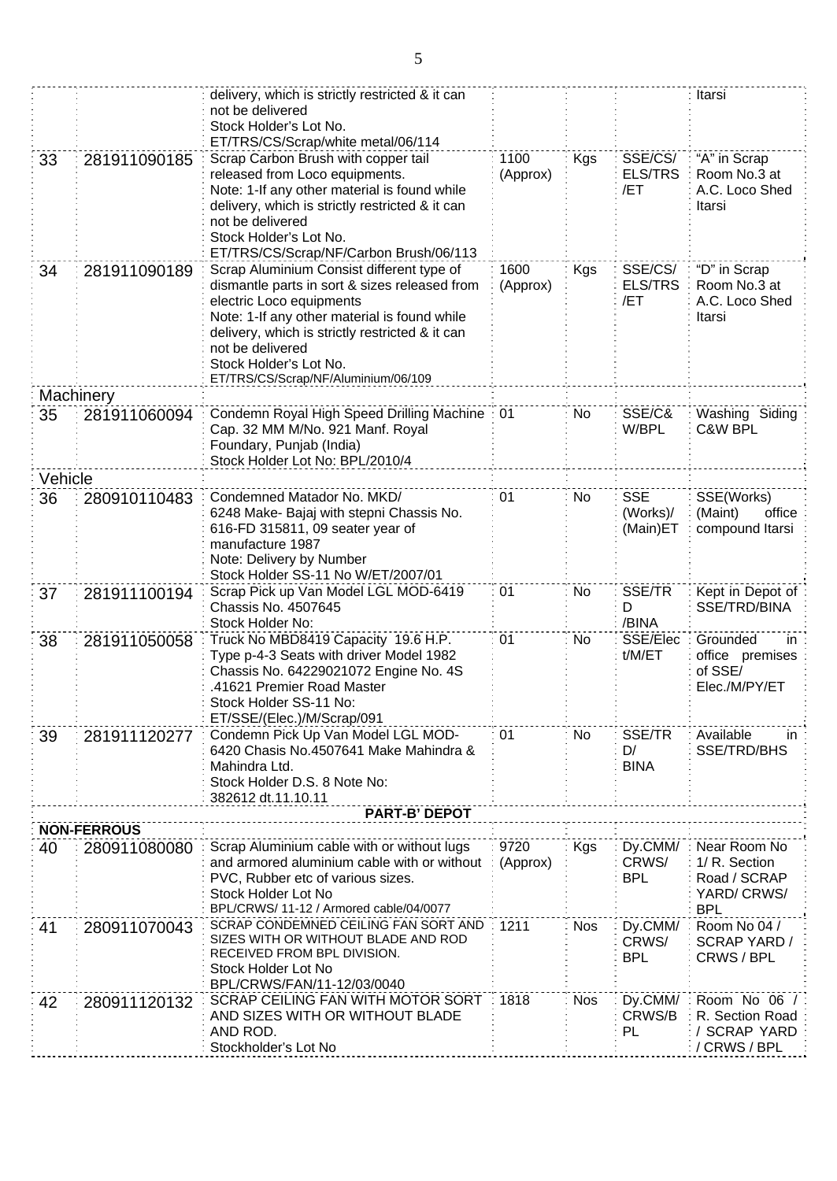| | | | | | | |
|---|---|---|---|---|---|---|
| | | delivery, which is strictly restricted & it can not be delivered Stock Holder's Lot No. ET/TRS/CS/Scrap/white metal/06/114 | | | | Itarsi |
| 33 | 281911090185 | Scrap Carbon Brush with copper tail released from Loco equipments. Note: 1-If any other material is found while delivery, which is strictly restricted & it can not be delivered Stock Holder's Lot No. ET/TRS/CS/Scrap/NF/Carbon Brush/06/113 | 1100 (Approx) | Kgs | SSE/CS/ ELS/TRS /ET | "A" in Scrap Room No.3 at A.C. Loco Shed Itarsi |
| 34 | 281911090189 | Scrap Aluminium Consist different type of dismantle parts in sort & sizes released from electric Loco equipments Note: 1-If any other material is found while delivery, which is strictly restricted & it can not be delivered Stock Holder's Lot No. ET/TRS/CS/Scrap/NF/Aluminium/06/109 | 1600 (Approx) | Kgs | SSE/CS/ ELS/TRS /ET | "D" in Scrap Room No.3 at A.C. Loco Shed Itarsi |
| Machinery | | | | | | |
| 35 | 281911060094 | Condemn Royal High Speed Drilling Machine Cap. 32 MM M/No. 921 Manf. Royal Foundary, Punjab (India) Stock Holder Lot No: BPL/2010/4 | 01 | No | SSE/C& W/BPL | Washing Siding C&W BPL |
| Vehicle | | | | | | |
| 36 | 280910110483 | Condemned Matador No. MKD/ 6248 Make- Bajaj with stepni Chassis No. 616-FD 315811, 09 seater year of manufacture 1987 Note: Delivery by Number Stock Holder SS-11 No W/ET/2007/01 | 01 | No | SSE (Works)/ (Main)ET | SSE(Works) (Maint) office compound Itarsi |
| 37 | 281911100194 | Scrap Pick up Van Model LGL MOD-6419 Chassis No. 4507645 Stock Holder No: | 01 | No | SSE/TR D /BINA | Kept in Depot of SSE/TRD/BINA |
| 38 | 281911050058 | Truck No MBD8419 Capacity 19.6 H.P. Type p-4-3 Seats with driver Model 1982 Chassis No. 64229021072 Engine No. 4S .41621 Premier Road Master Stock Holder SS-11 No: ET/SSE/(Elec.)/M/Scrap/091 | 01 | No | SSE/Elec t/M/ET | Grounded in office premises of SSE/ Elec./M/PY/ET |
| 39 | 281911120277 | Condemn Pick Up Van Model LGL MOD-6420 Chasis No.4507641 Make Mahindra & Mahindra Ltd. Stock Holder D.S. 8 Note No: 382612 dt.11.10.11 | 01 | No | SSE/TR D/ BINA | Available in SSE/TRD/BHS |
| | | **PART-B' DEPOT** | | | | |
| **NON-FERROUS** | | | | | | |
| 40 | 280911080080 | Scrap Aluminium cable with or without lugs and armored aluminium cable with or without PVC, Rubber etc of various sizes. Stock Holder Lot No BPL/CRWS/ 11-12 / Armored cable/04/0077 | 9720 (Approx) | Kgs | Dy.CMM/ CRWS/ BPL | Near Room No 1/ R. Section Road / SCRAP YARD/ CRWS/ BPL |
| 41 | 280911070043 | SCRAP CONDEMNED CEILING FAN SORT AND SIZES WITH OR WITHOUT BLADE AND ROD RECEIVED FROM BPL DIVISION. Stock Holder Lot No BPL/CRWS/FAN/11-12/03/0040 | 1211 | Nos | Dy.CMM/ CRWS/ BPL | Room No 04 / SCRAP YARD / CRWS / BPL |
| 42 | 280911120132 | SCRAP CEILING FAN WITH MOTOR SORT AND SIZES WITH OR WITHOUT BLADE AND ROD. Stockholder's Lot No | 1818 | Nos | Dy.CMM/ CRWS/B PL | Room No 06 / R. Section Road / SCRAP YARD / CRWS / BPL |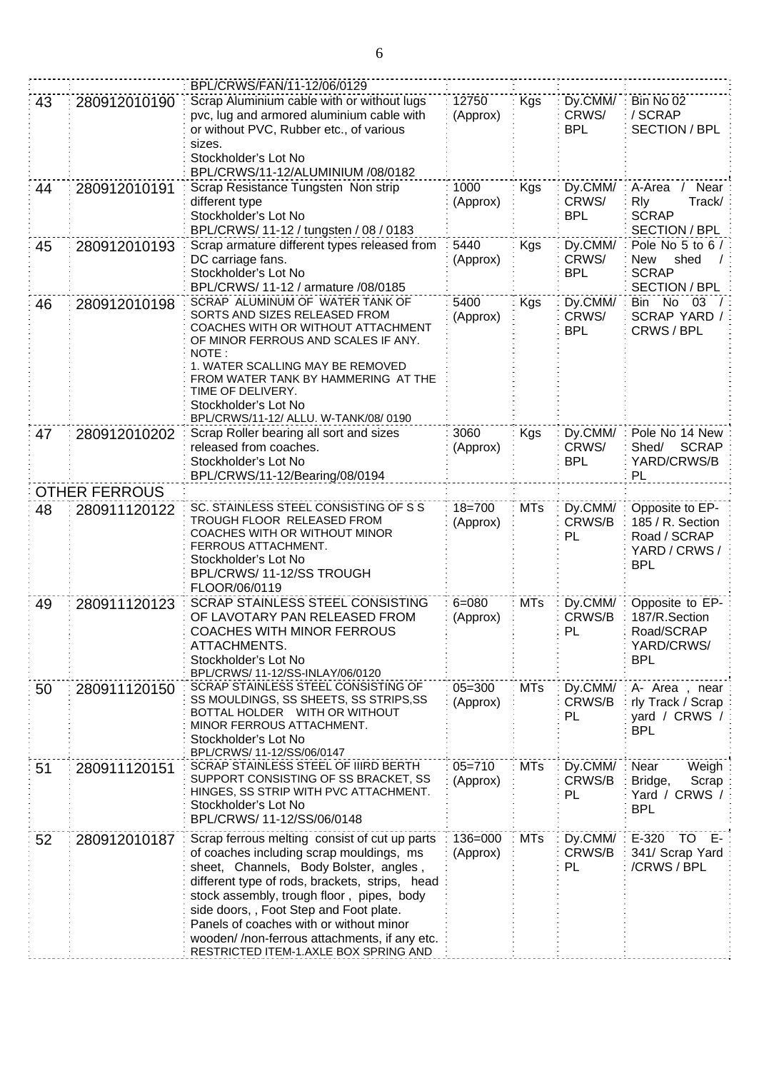| | | | | | | |
|---|---|---|---|---|---|---|
| | | BPL/CRWS/FAN/11-12/06/0129 | | | | |
| 43 | 280912010190 | Scrap Aluminium cable with or without lugs pvc, lug and armored aluminium cable with or without PVC, Rubber etc., of various sizes. Stockholder's Lot No BPL/CRWS/11-12/ALUMINIUM /08/0182 | 12750 (Approx) | Kgs | Dy.CMM/ CRWS/ BPL | Bin No 02 / SCRAP SECTION / BPL |
| 44 | 280912010191 | Scrap Resistance Tungsten Non strip different type Stockholder's Lot No BPL/CRWS/ 11-12 / tungsten / 08 / 0183 | 1000 (Approx) | Kgs | Dy.CMM/ CRWS/ BPL | A-Area / Near Rly Track/ SCRAP SECTION / BPL |
| 45 | 280912010193 | Scrap armature different types released from DC carriage fans. Stockholder's Lot No BPL/CRWS/ 11-12 / armature /08/0185 | 5440 (Approx) | Kgs | Dy.CMM/ CRWS/ BPL | Pole No 5 to 6 / New shed / SCRAP SECTION / BPL |
| 46 | 280912010198 | SCRAP ALUMINUM OF WATER TANK OF SORTS AND SIZES RELEASED FROM COACHES WITH OR WITHOUT ATTACHMENT OF MINOR FERROUS AND SCALES IF ANY. NOTE : 1. WATER SCALLING MAY BE REMOVED FROM WATER TANK BY HAMMERING AT THE TIME OF DELIVERY. Stockholder's Lot No BPL/CRWS/11-12/ ALLU. W-TANK/08/ 0190 | 5400 (Approx) | Kgs | Dy.CMM/ CRWS/ BPL | Bin No 03 / SCRAP YARD / CRWS / BPL |
| 47 | 280912010202 | Scrap Roller bearing all sort and sizes released from coaches. Stockholder's Lot No BPL/CRWS/11-12/Bearing/08/0194 | 3060 (Approx) | Kgs | Dy.CMM/ CRWS/ BPL | Pole No 14 New Shed/ SCRAP YARD/CRWS/BPL |
| **OTHER FERROUS** | | | | | | |
| 48 | 280911120122 | SC. STAINLESS STEEL CONSISTING OF S S TROUGH FLOOR RELEASED FROM COACHES WITH OR WITHOUT MINOR FERROUS ATTACHMENT. Stockholder's Lot No BPL/CRWS/ 11-12/SS TROUGH FLOOR/06/0119 | 18=700 (Approx) | MTs | Dy.CMM/ CRWS/BPL | Opposite to EP-185 / R. Section Road / SCRAP YARD / CRWS / BPL |
| 49 | 280911120123 | SCRAP STAINLESS STEEL CONSISTING OF LAVOTARY PAN RELEASED FROM COACHES WITH MINOR FERROUS ATTACHMENTS. Stockholder's Lot No BPL/CRWS/ 11-12/SS-INLAY/06/0120 | 6=080 (Approx) | MTs | Dy.CMM/ CRWS/BPL | Opposite to EP-187/R.Section Road/SCRAP YARD/CRWS/ BPL |
| 50 | 280911120150 | SCRAP STAINLESS STEEL CONSISTING OF SS MOULDINGS, SS SHEETS, SS STRIPS,SS BOTTAL HOLDER WITH OR WITHOUT MINOR FERROUS ATTACHMENT. Stockholder's Lot No BPL/CRWS/ 11-12/SS/06/0147 | 05=300 (Approx) | MTs | Dy.CMM/ CRWS/BPL | A- Area , near rly Track / Scrap yard / CRWS / BPL |
| 51 | 280911120151 | SCRAP STAINLESS STEEL OF IIIRD BERTH SUPPORT CONSISTING OF SS BRACKET, SS HINGES, SS STRIP WITH PVC ATTACHMENT. Stockholder's Lot No BPL/CRWS/ 11-12/SS/06/0148 | 05=710 (Approx) | MTs | Dy.CMM/ CRWS/BPL | Near Weigh Bridge, Scrap Yard / CRWS / BPL |
| 52 | 280912010187 | Scrap ferrous melting consist of cut up parts of coaches including scrap mouldings, ms sheet, Channels, Body Bolster, angles , different type of rods, brackets, strips, head stock assembly, trough floor , pipes, body side doors, , Foot Step and Foot plate. Panels of coaches with or without minor wooden/ /non-ferrous attachments, if any etc. RESTRICTED ITEM-1.AXLE BOX SPRING AND | 136=000 (Approx) | MTs | Dy.CMM/ CRWS/BPL | E-320 TO E-341/ Scrap Yard /CRWS / BPL |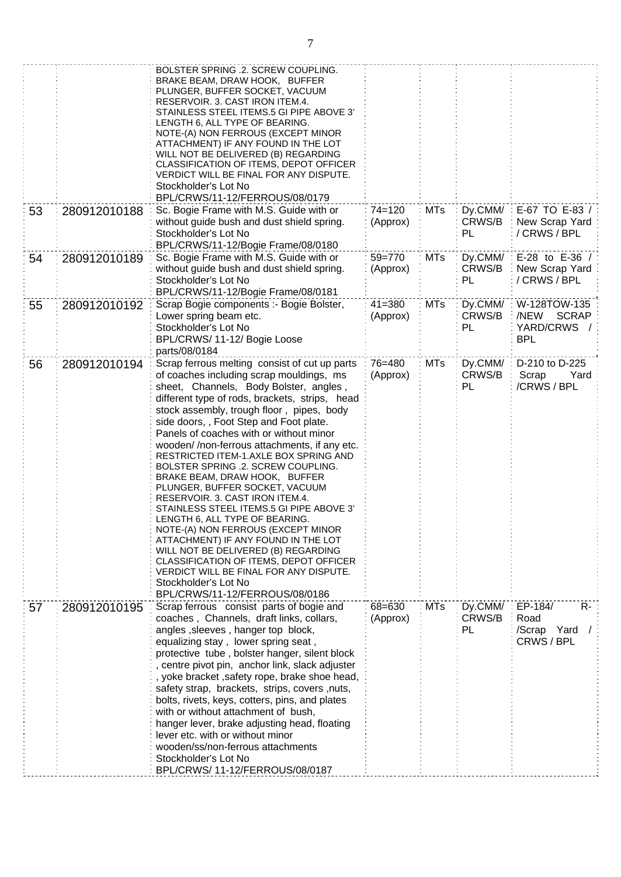| | | | | | | |
|---|---|---|---|---|---|---|
| | | BOLSTER SPRING .2. SCREW COUPLING. BRAKE BEAM, DRAW HOOK, BUFFER PLUNGER, BUFFER SOCKET, VACUUM RESERVOIR. 3. CAST IRON ITEM.4. STAINLESS STEEL ITEMS.5 GI PIPE ABOVE 3' LENGTH 6, ALL TYPE OF BEARING. NOTE-(A) NON FERROUS (EXCEPT MINOR ATTACHMENT) IF ANY FOUND IN THE LOT WILL NOT BE DELIVERED (B) REGARDING CLASSIFICATION OF ITEMS, DEPOT OFFICER VERDICT WILL BE FINAL FOR ANY DISPUTE. Stockholder's Lot No BPL/CRWS/11-12/FERROUS/08/0179 | | | | |
| 53 | 280912010188 | Sc. Bogie Frame with M.S. Guide with or without guide bush and dust shield spring. Stockholder's Lot No BPL/CRWS/11-12/Bogie Frame/08/0180 | 74=120 (Approx) | MTs | Dy.CMM/ CRWS/B PL | E-67 TO E-83 / New Scrap Yard / CRWS / BPL |
| 54 | 280912010189 | Sc. Bogie Frame with M.S. Guide with or without guide bush and dust shield spring. Stockholder's Lot No BPL/CRWS/11-12/Bogie Frame/08/0181 | 59=770 (Approx) | MTs | Dy.CMM/ CRWS/B PL | E-28 to E-36 / New Scrap Yard / CRWS / BPL |
| 55 | 280912010192 | Scrap Bogie components :- Bogie Bolster, Lower spring beam etc. Stockholder's Lot No BPL/CRWS/ 11-12/ Bogie Loose parts/08/0184 | 41=380 (Approx) | MTs | Dy.CMM/ CRWS/B PL | W-128TOW-135 /NEW SCRAP YARD/CRWS / BPL |
| 56 | 280912010194 | Scrap ferrous melting consist of cut up parts of coaches including scrap mouldings, ms sheet, Channels, Body Bolster, angles , different type of rods, brackets, strips, head stock assembly, trough floor , pipes, body side doors, , Foot Step and Foot plate. Panels of coaches with or without minor wooden/ /non-ferrous attachments, if any etc. RESTRICTED ITEM-1.AXLE BOX SPRING AND BOLSTER SPRING .2. SCREW COUPLING. BRAKE BEAM, DRAW HOOK, BUFFER PLUNGER, BUFFER SOCKET, VACUUM RESERVOIR. 3. CAST IRON ITEM.4. STAINLESS STEEL ITEMS.5 GI PIPE ABOVE 3' LENGTH 6, ALL TYPE OF BEARING. NOTE-(A) NON FERROUS (EXCEPT MINOR ATTACHMENT) IF ANY FOUND IN THE LOT WILL NOT BE DELIVERED (B) REGARDING CLASSIFICATION OF ITEMS, DEPOT OFFICER VERDICT WILL BE FINAL FOR ANY DISPUTE. Stockholder's Lot No BPL/CRWS/11-12/FERROUS/08/0186 | 76=480 (Approx) | MTs | Dy.CMM/ CRWS/B PL | D-210 to D-225 Scrap Yard /CRWS / BPL |
| 57 | 280912010195 | Scrap ferrous consist parts of bogie and coaches , Channels, draft links, collars, angles ,sleeves , hanger top block, equalizing stay , lower spring seat , protective tube , bolster hanger, silent block , centre pivot pin, anchor link, slack adjuster , yoke bracket ,safety rope, brake shoe head, safety strap, brackets, strips, covers ,nuts, bolts, rivets, keys, cotters, pins, and plates with or without attachment of bush, hanger lever, brake adjusting head, floating lever etc. with or without minor wooden/ss/non-ferrous attachments Stockholder's Lot No BPL/CRWS/ 11-12/FERROUS/08/0187 | 68=630 (Approx) | MTs | Dy.CMM/ CRWS/B PL | EP-184/ R-Road /Scrap Yard / CRWS / BPL |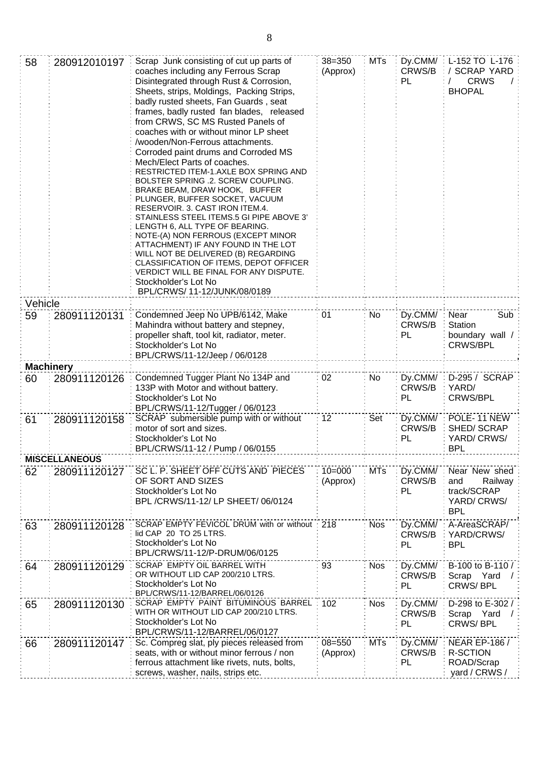| | | | | | | |
|---|---|---|---|---|---|---|
| 58 | 280912010197 | Scrap Junk consisting of cut up parts of coaches including any Ferrous Scrap Disintegrated through Rust & Corrosion, Sheets, strips, Moldings, Packing Strips, badly rusted sheets, Fan Guards , seat frames, badly rusted fan blades, released from CRWS, SC MS Rusted Panels of coaches with or without minor LP sheet /wooden/Non-Ferrous attachments. Corroded paint drums and Corroded MS Mech/Elect Parts of coaches. RESTRICTED ITEM-1.AXLE BOX SPRING AND BOLSTER SPRING .2. SCREW COUPLING. BRAKE BEAM, DRAW HOOK, BUFFER PLUNGER, BUFFER SOCKET, VACUUM RESERVOIR. 3. CAST IRON ITEM.4. STAINLESS STEEL ITEMS.5 GI PIPE ABOVE 3' LENGTH 6, ALL TYPE OF BEARING. NOTE-(A) NON FERROUS (EXCEPT MINOR ATTACHMENT) IF ANY FOUND IN THE LOT WILL NOT BE DELIVERED (B) REGARDING CLASSIFICATION OF ITEMS, DEPOT OFFICER VERDICT WILL BE FINAL FOR ANY DISPUTE. Stockholder's Lot No BPL/CRWS/ 11-12/JUNK/08/0189 | 38=350 (Approx) | MTs | Dy.CMM/ CRWS/BPL | L-152 TO L-176 / SCRAP YARD / CRWS / BHOPAL |
| Vehicle | | | | | | |
| 59 | 280911120131 | Condemned Jeep No UPB/6142, Make Mahindra without battery and stepney, propeller shaft, tool kit, radiator, meter. Stockholder's Lot No BPL/CRWS/11-12/Jeep / 06/0128 | 01 | No | Dy.CMM/ CRWS/BPL | Near Sub Station boundary wall / CRWS/BPL |
| **Machinery** | | | | | | |
| 60 | 280911120126 | Condemned Tugger Plant No 134P and 133P with Motor and without battery. Stockholder's Lot No BPL/CRWS/11-12/Tugger / 06/0123 | 02 | No | Dy.CMM/ CRWS/BPL | D-295 / SCRAP YARD/ CRWS/BPL |
| 61 | 280911120158 | SCRAP submersible pump with or without motor of sort and sizes. Stockholder's Lot No BPL/CRWS/11-12 / Pump / 06/0155 | 12 | Set | Dy.CMM/ CRWS/BPL | POLE- 11 NEW SHED/ SCRAP YARD/ CRWS/ BPL |
| **MISCELLANEOUS** | | | | | | |
| 62 | 280911120127 | SC L. P. SHEET OFF CUTS AND PIECES OF SORT AND SIZES Stockholder's Lot No BPL /CRWS/11-12/ LP SHEET/ 06/0124 | 10=000 (Approx) | MTs | Dy.CMM/ CRWS/BPL | Near New shed and Railway track/SCRAP YARD/ CRWS/ BPL |
| 63 | 280911120128 | SCRAP EMPTY FEVICOL DRUM with or without lid CAP 20 TO 25 LTRS. Stockholder's Lot No BPL/CRWS/11-12/P-DRUM/06/0125 | 218 | Nos | Dy.CMM/ CRWS/BPL | A-AreaSCRAP/ YARD/CRWS/ BPL |
| 64 | 280911120129 | SCRAP EMPTY OIL BARREL WITH OR WITHOUT LID CAP 200/210 LTRS. Stockholder's Lot No BPL/CRWS/11-12/BARREL/06/0126 | 93 | Nos | Dy.CMM/ CRWS/BPL | B-100 to B-110 / Scrap Yard / CRWS/ BPL |
| 65 | 280911120130 | SCRAP EMPTY PAINT BITUMINOUS BARREL WITH OR WITHOUT LID CAP 200/210 LTRS. Stockholder's Lot No BPL/CRWS/11-12/BARREL/06/0127 | 102 | Nos | Dy.CMM/ CRWS/BPL | D-298 to E-302 / Scrap Yard / CRWS/ BPL |
| 66 | 280911120147 | Sc. Compreg slat, ply pieces released from seats, with or without minor ferrous / non ferrous attachment like rivets, nuts, bolts, screws, washer, nails, strips etc. | 08=550 (Approx) | MTs | Dy.CMM/ CRWS/BPL | NEAR EP-186 / R-SCTION ROAD/Scrap yard / CRWS / |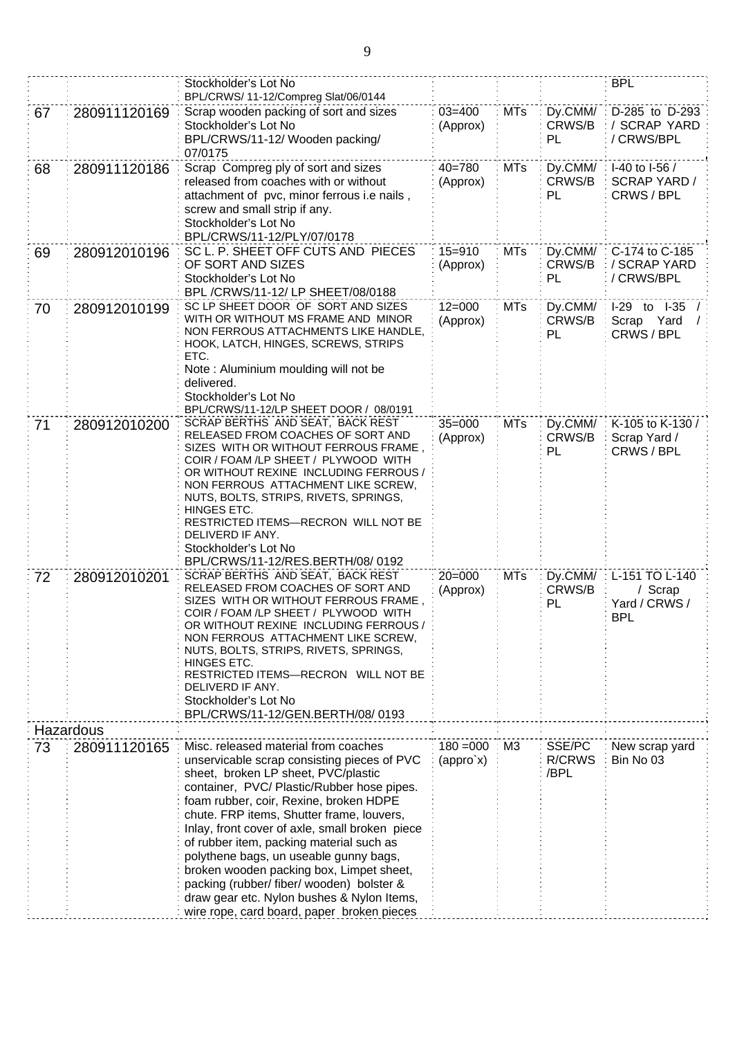| | | | | | | |
|---|---|---|---|---|---|---|
| | | Stockholder's Lot No BPL/CRWS/ 11-12/Compreg Slat/06/0144 | | | | BPL |
| 67 | 280911120169 | Scrap wooden packing of sort and sizes Stockholder's Lot No BPL/CRWS/11-12/ Wooden packing/ 07/0175 | 03=400 (Approx) | MTs | Dy.CMM/ CRWS/BPL | D-285 to D-293 / SCRAP YARD / CRWS/BPL |
| 68 | 280911120186 | Scrap Compreg ply of sort and sizes released from coaches with or without attachment of pvc, minor ferrous i.e nails , screw and small strip if any. Stockholder's Lot No BPL/CRWS/11-12/PLY/07/0178 | 40=780 (Approx) | MTs | Dy.CMM/ CRWS/BPL | I-40 to I-56 / SCRAP YARD / CRWS / BPL |
| 69 | 280912010196 | SC L. P. SHEET OFF CUTS AND PIECES OF SORT AND SIZES Stockholder's Lot No BPL /CRWS/11-12/ LP SHEET/08/0188 | 15=910 (Approx) | MTs | Dy.CMM/ CRWS/BPL | C-174 to C-185 / SCRAP YARD / CRWS/BPL |
| 70 | 280912010199 | SC LP SHEET DOOR OF SORT AND SIZES WITH OR WITHOUT MS FRAME AND MINOR NON FERROUS ATTACHMENTS LIKE HANDLE, HOOK, LATCH, HINGES, SCREWS, STRIPS ETC. Note : Aluminium moulding will not be delivered. Stockholder's Lot No BPL/CRWS/11-12/LP SHEET DOOR / 08/0191 | 12=000 (Approx) | MTs | Dy.CMM/ CRWS/BPL | I-29 to I-35 / Scrap Yard / CRWS / BPL |
| 71 | 280912010200 | SCRAP BERTHS AND SEAT, BACK REST RELEASED FROM COACHES OF SORT AND SIZES WITH OR WITHOUT FERROUS FRAME , COIR / FOAM /LP SHEET / PLYWOOD WITH OR WITHOUT REXINE INCLUDING FERROUS / NON FERROUS ATTACHMENT LIKE SCREW, NUTS, BOLTS, STRIPS, RIVETS, SPRINGS, HINGES ETC. RESTRICTED ITEMS—RECRON WILL NOT BE DELIVERD IF ANY. Stockholder's Lot No BPL/CRWS/11-12/RES.BERTH/08/ 0192 | 35=000 (Approx) | MTs | Dy.CMM/ CRWS/BPL | K-105 to K-130 / Scrap Yard / CRWS / BPL |
| 72 | 280912010201 | SCRAP BERTHS AND SEAT, BACK REST RELEASED FROM COACHES OF SORT AND SIZES WITH OR WITHOUT FERROUS FRAME , COIR / FOAM /LP SHEET / PLYWOOD WITH OR WITHOUT REXINE INCLUDING FERROUS / NON FERROUS ATTACHMENT LIKE SCREW, NUTS, BOLTS, STRIPS, RIVETS, SPRINGS, HINGES ETC. RESTRICTED ITEMS—RECRON WILL NOT BE DELIVERD IF ANY. Stockholder's Lot No BPL/CRWS/11-12/GEN.BERTH/08/ 0193 | 20=000 (Approx) | MTs | Dy.CMM/ CRWS/BPL | L-151 TO L-140 / Scrap Yard / CRWS / BPL |
| Hazardous | | | | | | |
| 73 | 280911120165 | Misc. released material from coaches unservicable scrap consisting pieces of PVC sheet, broken LP sheet, PVC/plastic container, PVC/ Plastic/Rubber hose pipes. foam rubber, coir, Rexine, broken HDPE chute. FRP items, Shutter frame, louvers, Inlay, front cover of axle, small broken piece of rubber item, packing material such as polythene bags, un useable gunny bags, broken wooden packing box, Limpet sheet, packing (rubber/ fiber/ wooden) bolster & draw gear etc. Nylon bushes & Nylon Items, wire rope, card board, paper broken pieces | 180 =000 (appro`x) | M3 | SSE/PC R/CRWS /BPL | New scrap yard Bin No 03 |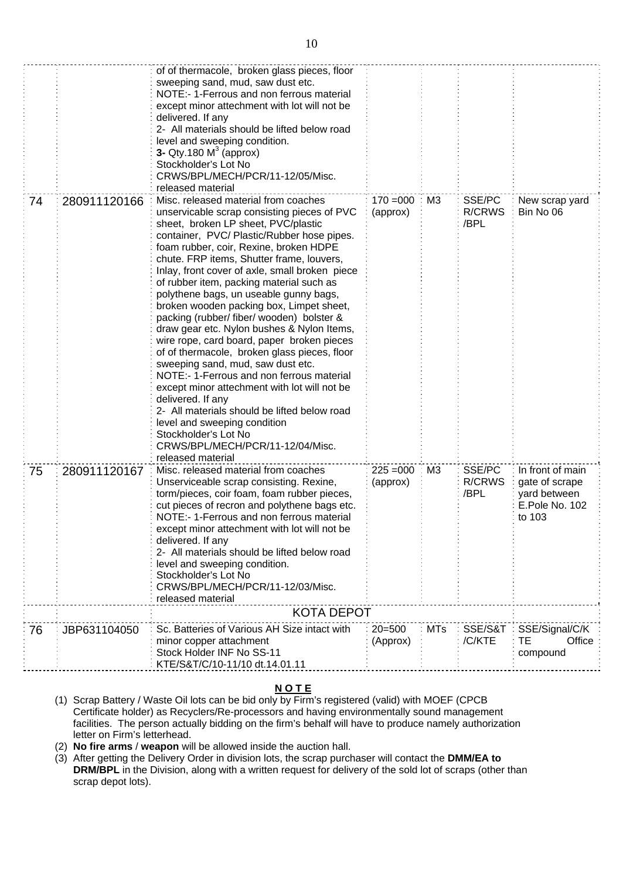|  |  | of of thermacole, broken glass pieces, floor sweeping sand, mud, saw dust etc.<br>NOTE:- 1-Ferrous and non ferrous material except minor attachment with lot will not be delivered. If any<br>2- All materials should be lifted below road level and sweeping condition.<br>**3-** Qty.180 $M^3$ (approx)<br>Stockholder's Lot No CRWS/BPL/MECH/PCR/11-12/05/Misc. released material |  |  |  |  |
|---|---|---|---|---|---|---|
| 74 | 280911120166 | Misc. released material from coaches unservicable scrap consisting pieces of PVC sheet, broken LP sheet, PVC/plastic container, PVC/ Plastic/Rubber hose pipes. foam rubber, coir, Rexine, broken HDPE chute. FRP items, Shutter frame, louvers, Inlay, front cover of axle, small broken piece of rubber item, packing material such as polythene bags, un useable gunny bags, broken wooden packing box, Limpet sheet, packing (rubber/ fiber/ wooden) bolster & draw gear etc. Nylon bushes & Nylon Items, wire rope, card board, paper broken pieces of of thermacole, broken glass pieces, floor sweeping sand, mud, saw dust etc.<br>NOTE:- 1-Ferrous and non ferrous material except minor attachment with lot will not be delivered. If any<br>2- All materials should be lifted below road level and sweeping condition<br>Stockholder's Lot No CRWS/BPL/MECH/PCR/11-12/04/Misc. released material | 170 =000 (approx) | M3 | SSE/PC R/CRWS /BPL | New scrap yard Bin No 06 |
| 75 | 280911120167 | Misc. released material from coaches Unserviceable scrap consisting. Rexine, torm/pieces, coir foam, foam rubber pieces, cut pieces of recron and polythene bags etc.<br>NOTE:- 1-Ferrous and non ferrous material except minor attachment with lot will not be delivered. If any<br>2- All materials should be lifted below road level and sweeping condition.<br>Stockholder's Lot No CRWS/BPL/MECH/PCR/11-12/03/Misc. released material | 225 =000 (approx) | M3 | SSE/PC R/CRWS /BPL | In front of main gate of scrape yard between E.Pole No. 102 to 103 |
|  |  | KOTA DEPOT |  |  |  |  |
| 76 | JBP631104050 | Sc. Batteries of Various AH Size intact with minor copper attachment<br>Stock Holder INF No SS-11 KTE/S&T/C/10-11/10 dt.14.01.11 | 20=500 (Approx) | MTs | SSE/S&T /C/KTE | SSE/Signal/C/K TE Office compound |

**N O T E**

1. Scrap Battery / Waste Oil lots can be bid only by Firm's registered (valid) with MOEF (CPCB Certificate holder) as Recyclers/Re-processors and having environmentally sound management facilities. The person actually bidding on the firm's behalf will have to produce namely authorization letter on Firm's letterhead.
2. **No fire arms** / **weapon** will be allowed inside the auction hall.
3. After getting the Delivery Order in division lots, the scrap purchaser will contact the **DMM/EA to DRM/BPL** in the Division, along with a written request for delivery of the sold lot of scraps (other than scrap depot lots).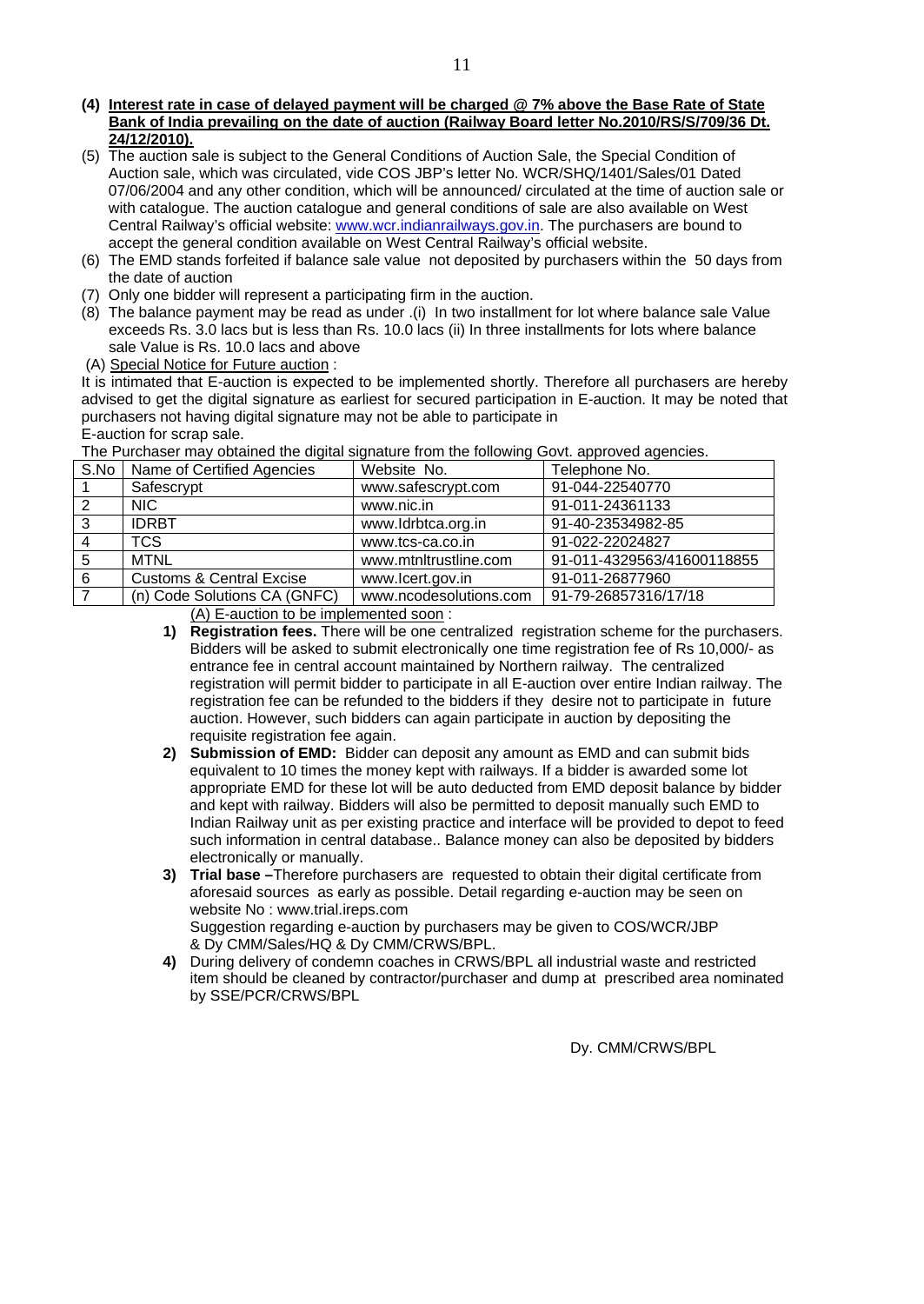**(4) Interest rate in case of delayed payment will be charged @ 7% above the Base Rate of State Bank of India prevailing on the date of auction (Railway Board letter No.2010/RS/S/709/36 Dt. 24/12/2010).**

(5) The auction sale is subject to the General Conditions of Auction Sale, the Special Condition of Auction sale, which was circulated, vide COS JBP's letter No. WCR/SHQ/1401/Sales/01 Dated 07/06/2004 and any other condition, which will be announced/ circulated at the time of auction sale or with catalogue. The auction catalogue and general conditions of sale are also available on West Central Railway's official website: www.wcr.indianrailways.gov.in. The purchasers are bound to accept the general condition available on West Central Railway's official website.

(6) The EMD stands forfeited if balance sale value not deposited by purchasers within the 50 days from the date of auction

(7) Only one bidder will represent a participating firm in the auction.

(8) The balance payment may be read as under .(i) In two installment for lot where balance sale Value exceeds Rs. 3.0 lacs but is less than Rs. 10.0 lacs (ii) In three installments for lots where balance sale Value is Rs. 10.0 lacs and above

(A) Special Notice for Future auction :

It is intimated that E-auction is expected to be implemented shortly. Therefore all purchasers are hereby advised to get the digital signature as earliest for secured participation in E-auction. It may be noted that purchasers not having digital signature may not be able to participate in E-auction for scrap sale.

The Purchaser may obtained the digital signature from the following Govt. approved agencies.

| S.No | Name of Certified Agencies | Website No. | Telephone No. |
|---|---|---|---|
| 1 | Safescrypt | www.safescrypt.com | 91-044-22540770 |
| 2 | NIC | www.nic.in | 91-011-24361133 |
| 3 | IDRBT | www.Idrbtca.org.in | 91-40-23534982-85 |
| 4 | TCS | www.tcs-ca.co.in | 91-022-22024827 |
| 5 | MTNL | www.mtnltrustline.com | 91-011-4329563/41600118855 |
| 6 | Customs & Central Excise | www.Icert.gov.in | 91-011-26877960 |
| 7 | (n) Code Solutions CA (GNFC) | www.ncodesolutions.com | 91-79-26857316/17/18 |

(A) E-auction to be implemented soon :

1) **Registration fees.** There will be one centralized registration scheme for the purchasers. Bidders will be asked to submit electronically one time registration fee of Rs 10,000/- as entrance fee in central account maintained by Northern railway. The centralized registration will permit bidder to participate in all E-auction over entire Indian railway. The registration fee can be refunded to the bidders if they desire not to participate in future auction. However, such bidders can again participate in auction by depositing the requisite registration fee again.

2) **Submission of EMD:** Bidder can deposit any amount as EMD and can submit bids equivalent to 10 times the money kept with railways. If a bidder is awarded some lot appropriate EMD for these lot will be auto deducted from EMD deposit balance by bidder and kept with railway. Bidders will also be permitted to deposit manually such EMD to Indian Railway unit as per existing practice and interface will be provided to depot to feed such information in central database.. Balance money can also be deposited by bidders electronically or manually.

3) **Trial base –**Therefore purchasers are requested to obtain their digital certificate from aforesaid sources as early as possible. Detail regarding e-auction may be seen on website No : www.trial.ireps.com
Suggestion regarding e-auction by purchasers may be given to COS/WCR/JBP & Dy CMM/Sales/HQ & Dy CMM/CRWS/BPL.

4) During delivery of condemn coaches in CRWS/BPL all industrial waste and restricted item should be cleaned by contractor/purchaser and dump at prescribed area nominated by SSE/PCR/CRWS/BPL

Dy. CMM/CRWS/BPL